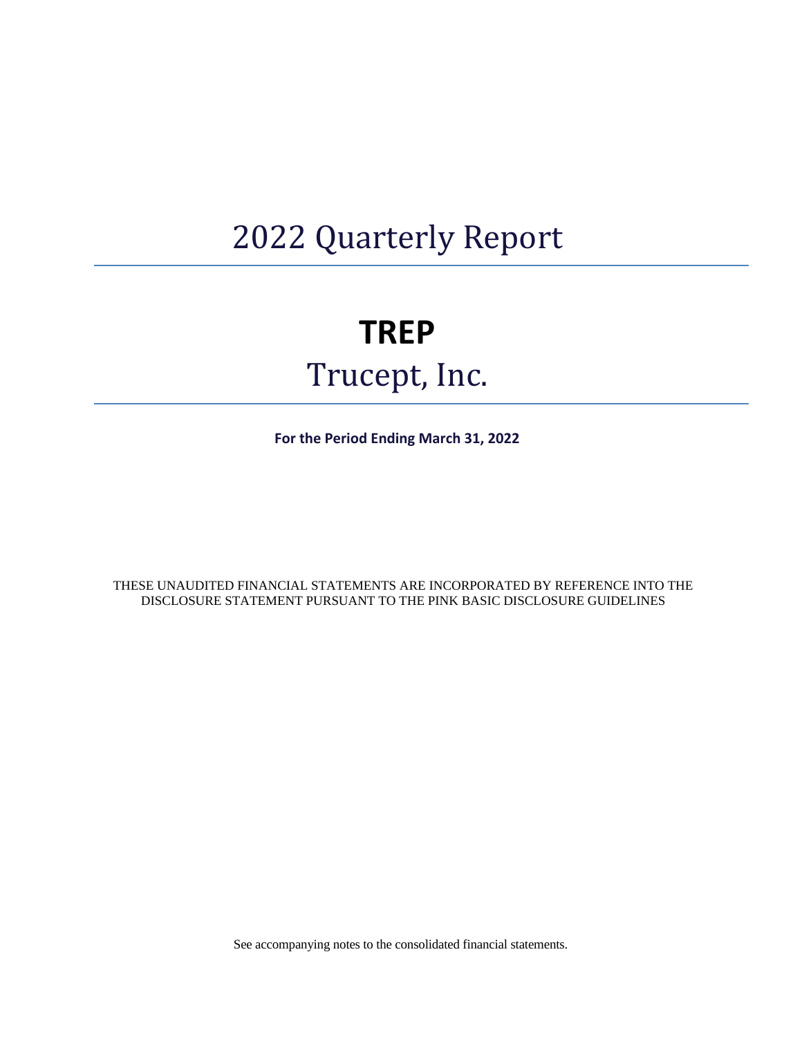# 2022 Quarterly Report

# TREP

# Trucept, Inc.

**For the Period Ending March 31, 2022**

THESE UNAUDITED FINANCIAL STATEMENTS ARE INCORPORATED BY REFERENCE INTO THE DISCLOSURE STATEMENT PURSUANT TO THE PINK BASIC DISCLOSURE GUIDELINES

See accompanying notes to the consolidated financial statements.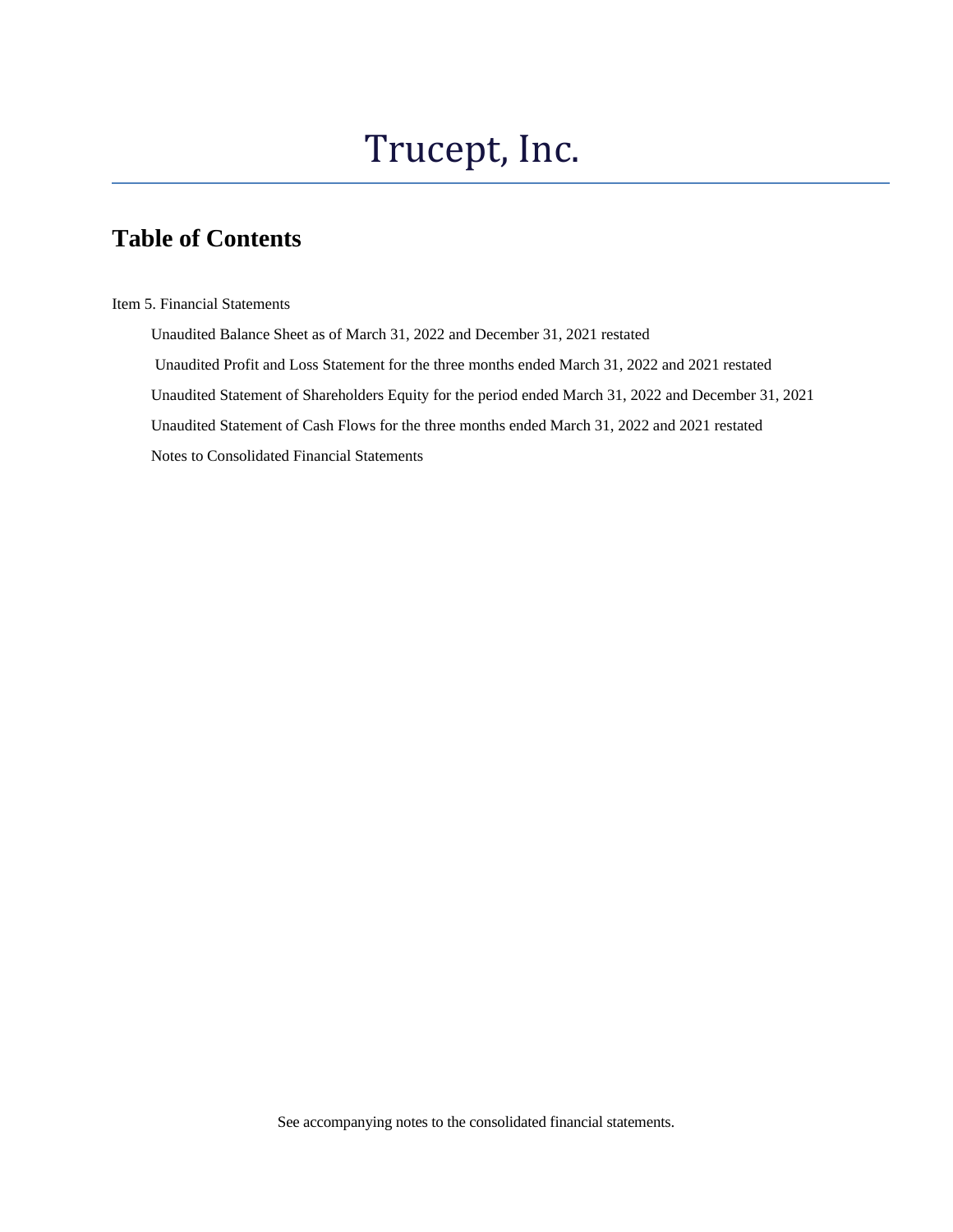# Trucept, Inc.

## Table of Contents

Item 5. Financial Statements

- Unaudited Balance Sheet as of March 31, 2022 and December 31, 2021 restated
- Unaudited Profit and Loss Statement for the three months ended March 31, 2022 and 2021 restated
- Unaudited Statement of Shareholders Equity for the period ended March 31, 2022 and December 31, 2021
- Unaudited Statement of Cash Flows for the three months ended March 31, 2022 and 2021 restated
- Notes to Consolidated Financial Statements

See accompanying notes to the consolidated financial statements.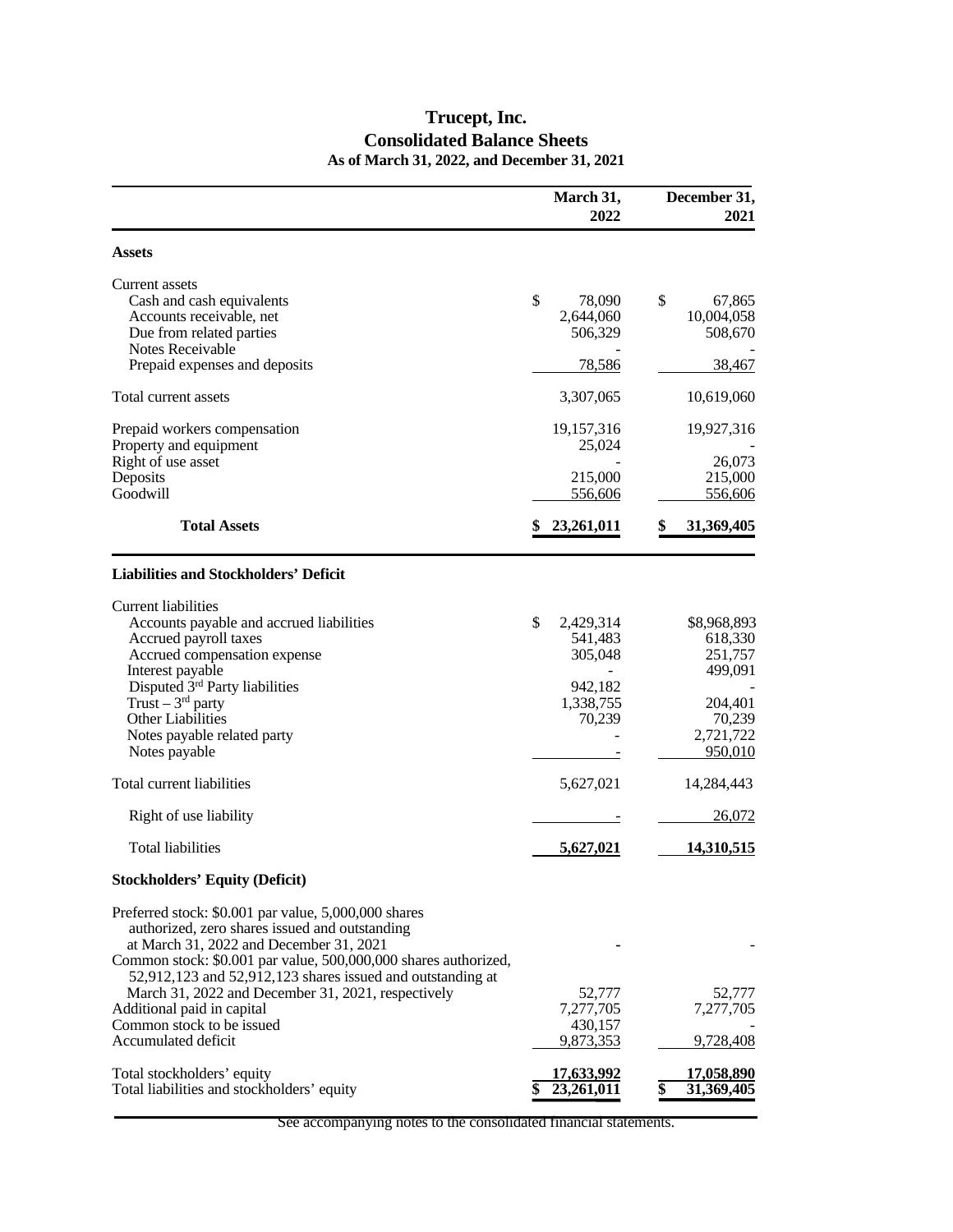# Trucept, Inc.
## Consolidated Balance Sheets
### As of March 31, 2022, and December 31, 2021

| | March 31, 2022 | December 31, 2021 |
|---|---|---|
| **Assets** | | |
| Current assets | | |
| Cash and cash equivalents | $ 78,090 | $ 67,865 |
| Accounts receivable, net | 2,644,060 | 10,004,058 |
| Due from related parties | 506,329 | 508,670 |
| Notes Receivable | - | - |
| Prepaid expenses and deposits | 78,586 | 38,467 |
| Total current assets | 3,307,065 | 10,619,060 |
| Prepaid workers compensation | 19,157,316 | 19,927,316 |
| Property and equipment | 25,024 | - |
| Right of use asset | - | 26,073 |
| Deposits | 215,000 | 215,000 |
| Goodwill | 556,606 | 556,606 |
| **Total Assets** | **$ 23,261,011** | **$ 31,369,405** |
| **Liabilities and Stockholders' Deficit** | | |
| Current liabilities | | |
| Accounts payable and accrued liabilities | $ 2,429,314 | $8,968,893 |
| Accrued payroll taxes | 541,483 | 618,330 |
| Accrued compensation expense | 305,048 | 251,757 |
| Interest payable | - | 499,091 |
| Disputed 3rd Party liabilities | 942,182 | - |
| Trust – 3rd party | 1,338,755 | 204,401 |
| Other Liabilities | 70,239 | 70,239 |
| Notes payable related party | - | 2,721,722 |
| Notes payable | - | 950,010 |
| Total current liabilities | 5,627,021 | 14,284,443 |
| Right of use liability | - | 26,072 |
| Total liabilities | **5,627,021** | **14,310,515** |
| **Stockholders' Equity (Deficit)** | | |
| Preferred stock: $0.001 par value, 5,000,000 shares authorized, zero shares issued and outstanding at March 31, 2022 and December 31, 2021 | - | - |
| Common stock: $0.001 par value, 500,000,000 shares authorized, 52,912,123 and 52,912,123 shares issued and outstanding at March 31, 2022 and December 31, 2021, respectively | 52,777 | 52,777 |
| Additional paid in capital | 7,277,705 | 7,277,705 |
| Common stock to be issued | 430,157 | - |
| Accumulated deficit | 9,873,353 | 9,728,408 |
| Total stockholders' equity | **17,633,992** | **17,058,890** |
| Total liabilities and stockholders' equity | **$ 23,261,011** | **$ 31,369,405** |

See accompanying notes to the consolidated financial statements.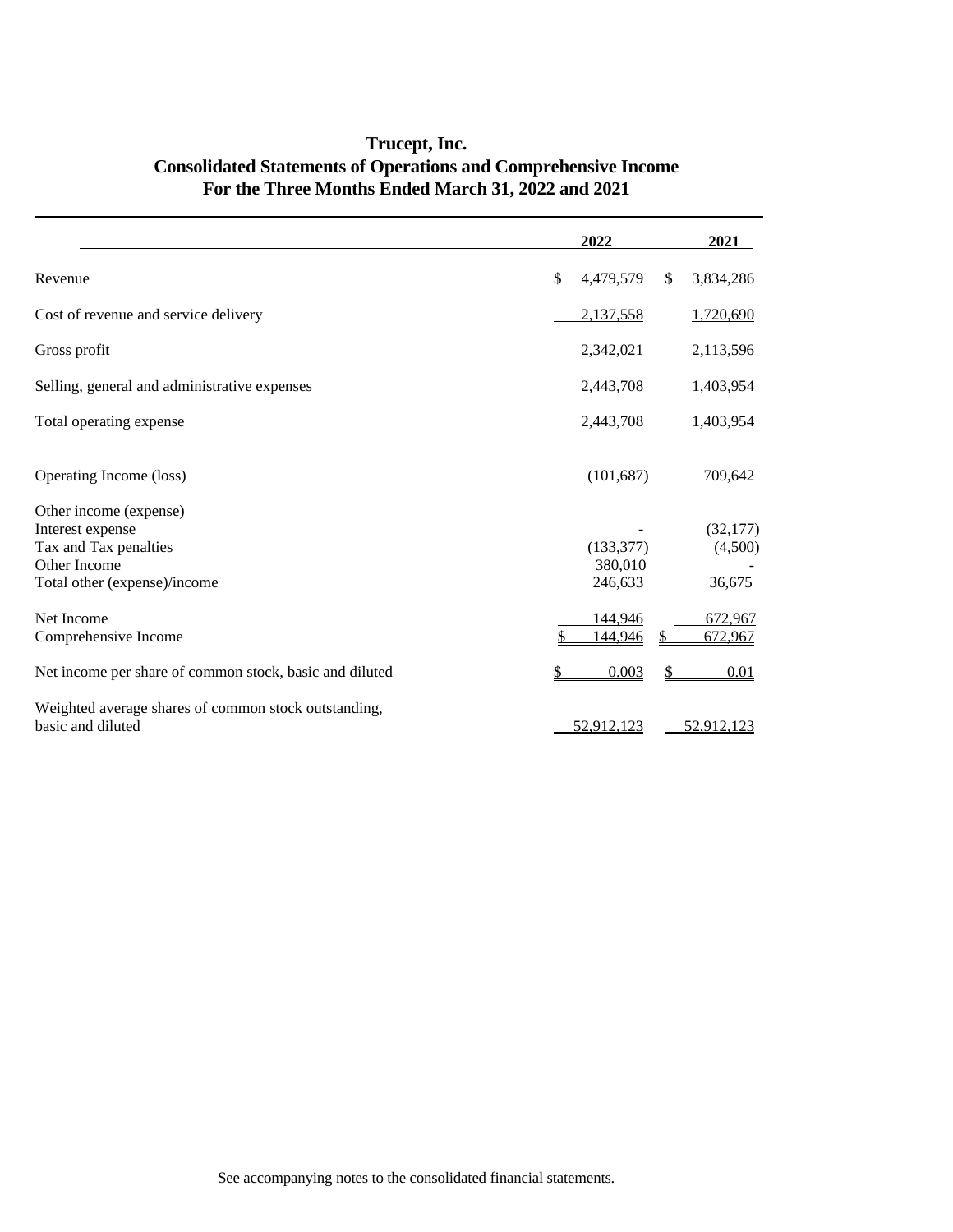# Trucept, Inc.
## Consolidated Statements of Operations and Comprehensive Income
## For the Three Months Ended March 31, 2022 and 2021

| | 2022 | 2021 |
|---|---|---|
| Revenue | $ 4,479,579 | $ 3,834,286 |
| Cost of revenue and service delivery | 2,137,558 | 1,720,690 |
| Gross profit | 2,342,021 | 2,113,596 |
| Selling, general and administrative expenses | 2,443,708 | 1,403,954 |
| Total operating expense | 2,443,708 | 1,403,954 |
| Operating Income (loss) | (101,687) | 709,642 |
| Other income (expense) | | |
| Interest expense | - | (32,177) |
| Tax and Tax penalties | (133,377) | (4,500) |
| Other Income | 380,010 | - |
| Total other (expense)/income | 246,633 | 36,675 |
| Net Income | 144,946 | 672,967 |
| Comprehensive Income | $ 144,946 | $ 672,967 |
| Net income per share of common stock, basic and diluted | $ 0.003 | $ 0.01 |
| Weighted average shares of common stock outstanding, basic and diluted | 52,912,123 | 52,912,123 |

See accompanying notes to the consolidated financial statements.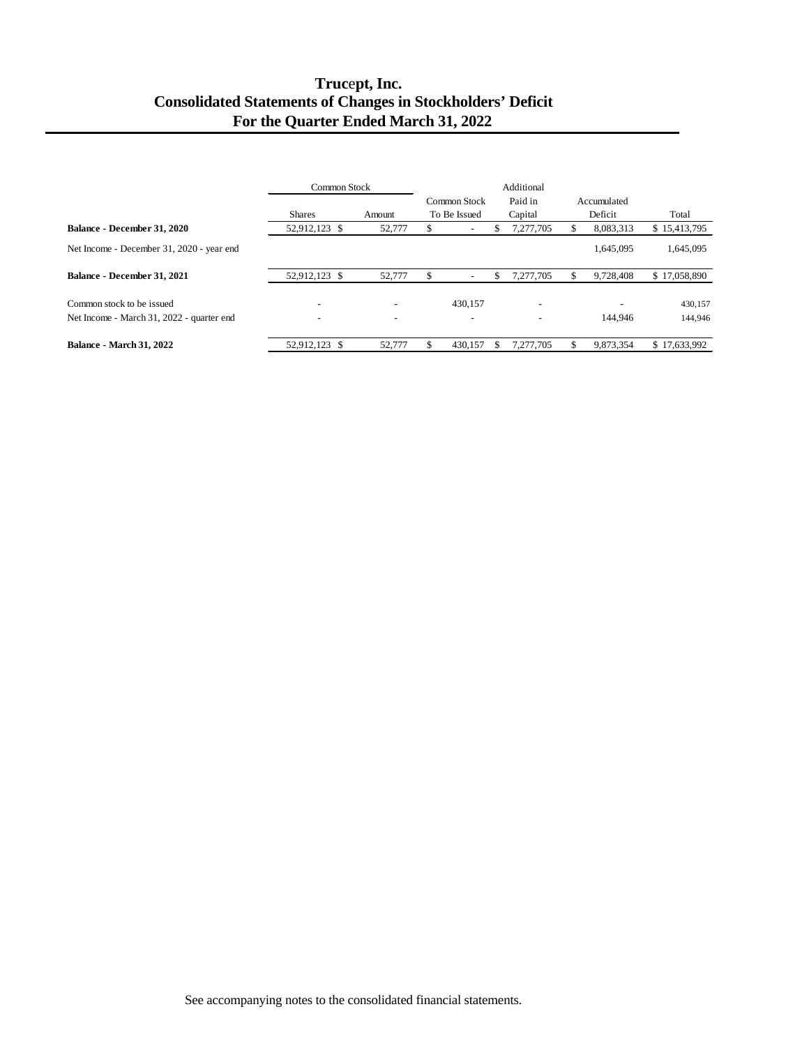# Trucept, Inc.
## Consolidated Statements of Changes in Stockholders' Deficit
## For the Quarter Ended March 31, 2022

| | Common Stock | | Common Stock To Be Issued | Additional Paid in Capital | Accumulated Deficit | Total |
|---|---|---|---|---|---|---|
| | Shares | Amount | | | | |
| **Balance - December 31, 2020** | 52,912,123 | $ 52,777 | $ - | $ 7,277,705 | $ 8,083,313 | $ 15,413,795 |
| Net Income - December 31, 2020 - year end | | | | | 1,645,095 | 1,645,095 |
| **Balance - December 31, 2021** | 52,912,123 | $ 52,777 | $ - | $ 7,277,705 | $ 9,728,408 | $ 17,058,890 |
| Common stock to be issued | - | - | 430,157 | - | - | 430,157 |
| Net Income - March 31, 2022 - quarter end | - | - | - | - | 144,946 | 144,946 |
| **Balance - March 31, 2022** | 52,912,123 | $ 52,777 | $ 430,157 | $ 7,277,705 | $ 9,873,354 | $ 17,633,992 |

See accompanying notes to the consolidated financial statements.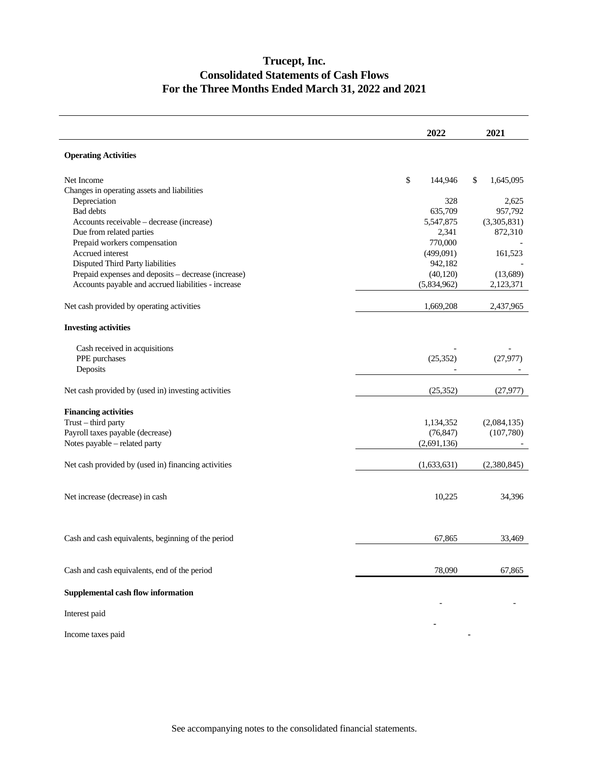# Trucept, Inc.
## Consolidated Statements of Cash Flows
## For the Three Months Ended March 31, 2022 and 2021

| | 2022 | 2021 |
|---|---|---|
| **Operating Activities** | | |
| Net Income | $ 144,946 | $ 1,645,095 |
| Changes in operating assets and liabilities | | |
| Depreciation | 328 | 2,625 |
| Bad debts | 635,709 | 957,792 |
| Accounts receivable – decrease (increase) | 5,547,875 | (3,305,831) |
| Due from related parties | 2,341 | 872,310 |
| Prepaid workers compensation | 770,000 | - |
| Accrued interest | (499,091) | 161,523 |
| Disputed Third Party liabilities | 942,182 | - |
| Prepaid expenses and deposits – decrease (increase) | (40,120) | (13,689) |
| Accounts payable and accrued liabilities - increase | (5,834,962) | 2,123,371 |
| Net cash provided by operating activities | 1,669,208 | 2,437,965 |
| **Investing activities** | | |
| Cash received in acquisitions | - | - |
| PPE purchases | (25,352) | (27,977) |
| Deposits | - | - |
| Net cash provided by (used in) investing activities | (25,352) | (27,977) |
| **Financing activities** | | |
| Trust – third party | 1,134,352 | (2,084,135) |
| Payroll taxes payable (decrease) | (76,847) | (107,780) |
| Notes payable – related party | (2,691,136) | - |
| Net cash provided by (used in) financing activities | (1,633,631) | (2,380,845) |
| Net increase (decrease) in cash | 10,225 | 34,396 |
| Cash and cash equivalents, beginning of the period | 67,865 | 33,469 |
| Cash and cash equivalents, end of the period | 78,090 | 67,865 |
| **Supplemental cash flow information** | | |
| Interest paid | - | - |
| Income taxes paid | - | - |

See accompanying notes to the consolidated financial statements.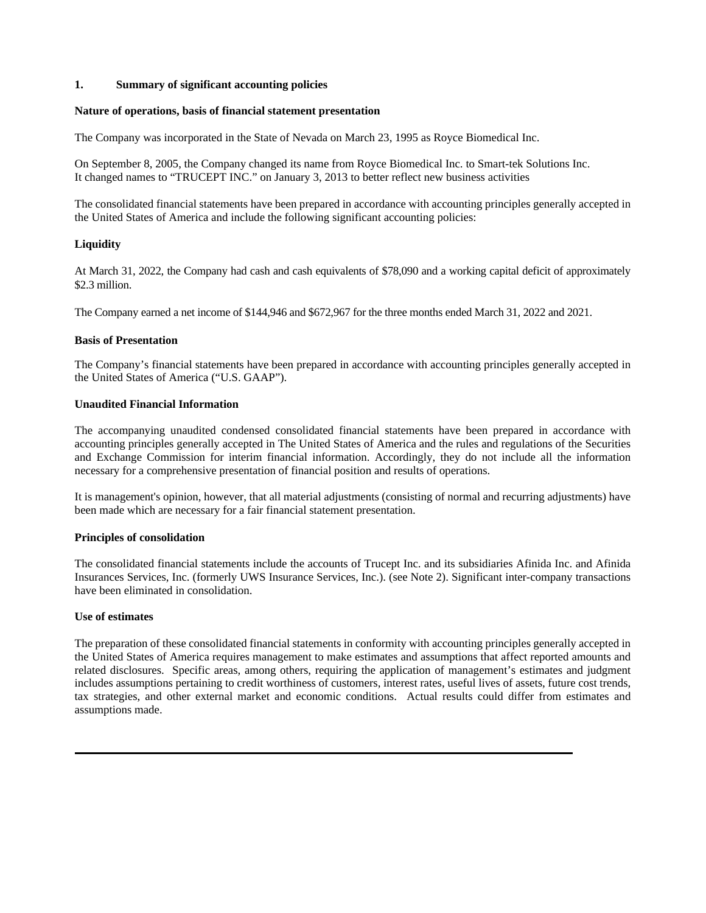## 1. Summary of significant accounting policies

**Nature of operations, basis of financial statement presentation**

The Company was incorporated in the State of Nevada on March 23, 1995 as Royce Biomedical Inc.

On September 8, 2005, the Company changed its name from Royce Biomedical Inc. to Smart-tek Solutions Inc. It changed names to "TRUCEPT INC." on January 3, 2013 to better reflect new business activities

The consolidated financial statements have been prepared in accordance with accounting principles generally accepted in the United States of America and include the following significant accounting policies:

**Liquidity**

At March 31, 2022, the Company had cash and cash equivalents of $78,090 and a working capital deficit of approximately $2.3 million.

The Company earned a net income of $144,946 and $672,967 for the three months ended March 31, 2022 and 2021.

**Basis of Presentation**

The Company's financial statements have been prepared in accordance with accounting principles generally accepted in the United States of America ("U.S. GAAP").

**Unaudited Financial Information**

The accompanying unaudited condensed consolidated financial statements have been prepared in accordance with accounting principles generally accepted in The United States of America and the rules and regulations of the Securities and Exchange Commission for interim financial information. Accordingly, they do not include all the information necessary for a comprehensive presentation of financial position and results of operations.

It is management's opinion, however, that all material adjustments (consisting of normal and recurring adjustments) have been made which are necessary for a fair financial statement presentation.

**Principles of consolidation**

The consolidated financial statements include the accounts of Trucept Inc. and its subsidiaries Afinida Inc. and Afinida Insurances Services, Inc. (formerly UWS Insurance Services, Inc.). (see Note 2). Significant inter-company transactions have been eliminated in consolidation.

**Use of estimates**

The preparation of these consolidated financial statements in conformity with accounting principles generally accepted in the United States of America requires management to make estimates and assumptions that affect reported amounts and related disclosures. Specific areas, among others, requiring the application of management's estimates and judgment includes assumptions pertaining to credit worthiness of customers, interest rates, useful lives of assets, future cost trends, tax strategies, and other external market and economic conditions. Actual results could differ from estimates and assumptions made.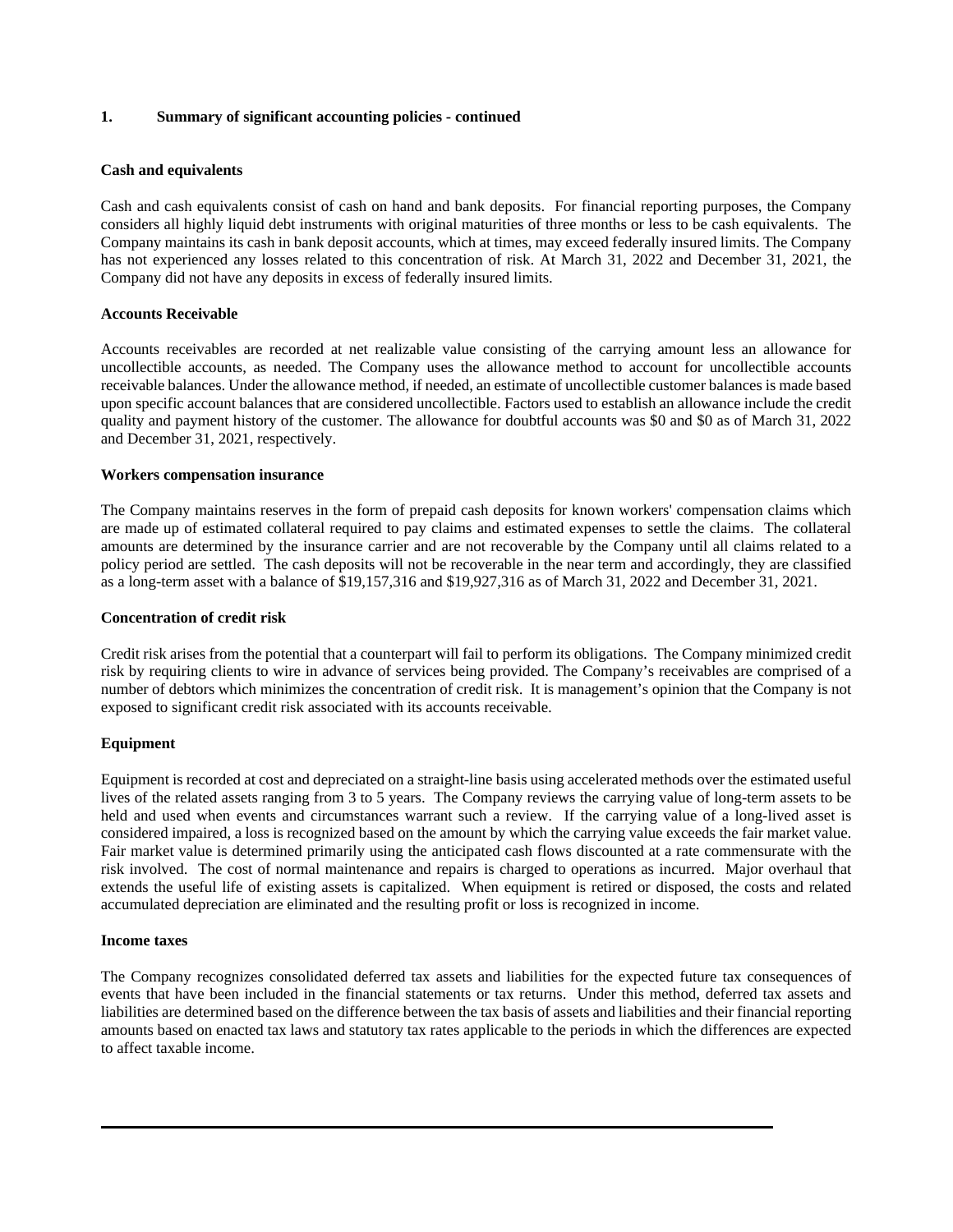## 1. Summary of significant accounting policies - continued

**Cash and equivalents**

Cash and cash equivalents consist of cash on hand and bank deposits. For financial reporting purposes, the Company considers all highly liquid debt instruments with original maturities of three months or less to be cash equivalents. The Company maintains its cash in bank deposit accounts, which at times, may exceed federally insured limits. The Company has not experienced any losses related to this concentration of risk. At March 31, 2022 and December 31, 2021, the Company did not have any deposits in excess of federally insured limits.

**Accounts Receivable**

Accounts receivables are recorded at net realizable value consisting of the carrying amount less an allowance for uncollectible accounts, as needed. The Company uses the allowance method to account for uncollectible accounts receivable balances. Under the allowance method, if needed, an estimate of uncollectible customer balances is made based upon specific account balances that are considered uncollectible. Factors used to establish an allowance include the credit quality and payment history of the customer. The allowance for doubtful accounts was $0 and $0 as of March 31, 2022 and December 31, 2021, respectively.

**Workers compensation insurance**

The Company maintains reserves in the form of prepaid cash deposits for known workers' compensation claims which are made up of estimated collateral required to pay claims and estimated expenses to settle the claims. The collateral amounts are determined by the insurance carrier and are not recoverable by the Company until all claims related to a policy period are settled. The cash deposits will not be recoverable in the near term and accordingly, they are classified as a long-term asset with a balance of $19,157,316 and $19,927,316 as of March 31, 2022 and December 31, 2021.

**Concentration of credit risk**

Credit risk arises from the potential that a counterpart will fail to perform its obligations. The Company minimized credit risk by requiring clients to wire in advance of services being provided. The Company's receivables are comprised of a number of debtors which minimizes the concentration of credit risk. It is management's opinion that the Company is not exposed to significant credit risk associated with its accounts receivable.

**Equipment**

Equipment is recorded at cost and depreciated on a straight-line basis using accelerated methods over the estimated useful lives of the related assets ranging from 3 to 5 years. The Company reviews the carrying value of long-term assets to be held and used when events and circumstances warrant such a review. If the carrying value of a long-lived asset is considered impaired, a loss is recognized based on the amount by which the carrying value exceeds the fair market value. Fair market value is determined primarily using the anticipated cash flows discounted at a rate commensurate with the risk involved. The cost of normal maintenance and repairs is charged to operations as incurred. Major overhaul that extends the useful life of existing assets is capitalized. When equipment is retired or disposed, the costs and related accumulated depreciation are eliminated and the resulting profit or loss is recognized in income.

**Income taxes**

The Company recognizes consolidated deferred tax assets and liabilities for the expected future tax consequences of events that have been included in the financial statements or tax returns. Under this method, deferred tax assets and liabilities are determined based on the difference between the tax basis of assets and liabilities and their financial reporting amounts based on enacted tax laws and statutory tax rates applicable to the periods in which the differences are expected to affect taxable income.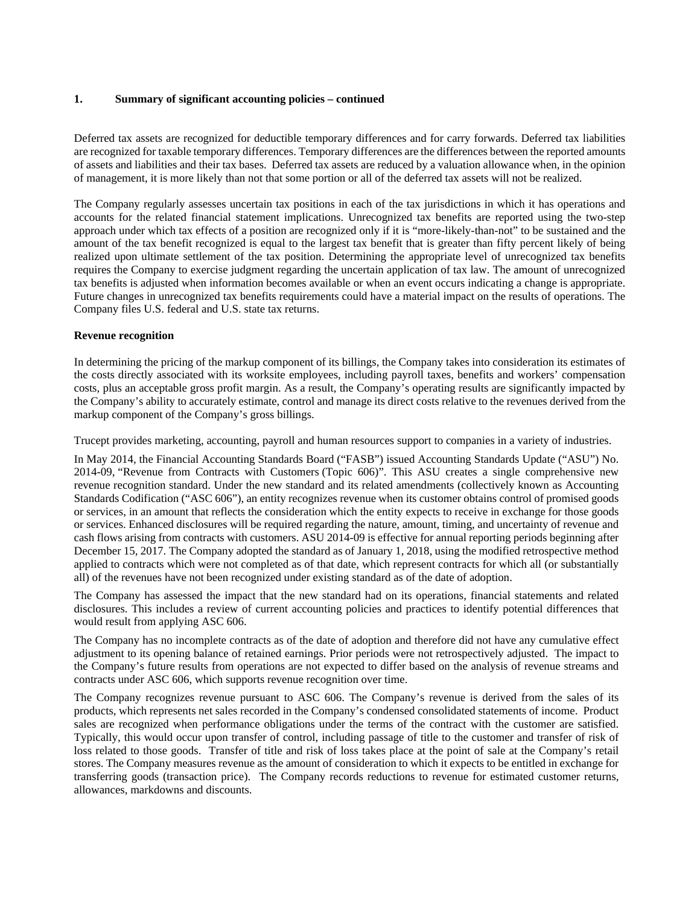## 1. Summary of significant accounting policies – continued

Deferred tax assets are recognized for deductible temporary differences and for carry forwards. Deferred tax liabilities are recognized for taxable temporary differences. Temporary differences are the differences between the reported amounts of assets and liabilities and their tax bases. Deferred tax assets are reduced by a valuation allowance when, in the opinion of management, it is more likely than not that some portion or all of the deferred tax assets will not be realized.

The Company regularly assesses uncertain tax positions in each of the tax jurisdictions in which it has operations and accounts for the related financial statement implications. Unrecognized tax benefits are reported using the two-step approach under which tax effects of a position are recognized only if it is "more-likely-than-not" to be sustained and the amount of the tax benefit recognized is equal to the largest tax benefit that is greater than fifty percent likely of being realized upon ultimate settlement of the tax position. Determining the appropriate level of unrecognized tax benefits requires the Company to exercise judgment regarding the uncertain application of tax law. The amount of unrecognized tax benefits is adjusted when information becomes available or when an event occurs indicating a change is appropriate. Future changes in unrecognized tax benefits requirements could have a material impact on the results of operations. The Company files U.S. federal and U.S. state tax returns.

**Revenue recognition**

In determining the pricing of the markup component of its billings, the Company takes into consideration its estimates of the costs directly associated with its worksite employees, including payroll taxes, benefits and workers' compensation costs, plus an acceptable gross profit margin. As a result, the Company's operating results are significantly impacted by the Company's ability to accurately estimate, control and manage its direct costs relative to the revenues derived from the markup component of the Company's gross billings.

Trucept provides marketing, accounting, payroll and human resources support to companies in a variety of industries.

In May 2014, the Financial Accounting Standards Board ("FASB") issued Accounting Standards Update ("ASU") No. 2014-09, "Revenue from Contracts with Customers (Topic 606)". This ASU creates a single comprehensive new revenue recognition standard. Under the new standard and its related amendments (collectively known as Accounting Standards Codification ("ASC 606"), an entity recognizes revenue when its customer obtains control of promised goods or services, in an amount that reflects the consideration which the entity expects to receive in exchange for those goods or services. Enhanced disclosures will be required regarding the nature, amount, timing, and uncertainty of revenue and cash flows arising from contracts with customers. ASU 2014-09 is effective for annual reporting periods beginning after December 15, 2017. The Company adopted the standard as of January 1, 2018, using the modified retrospective method applied to contracts which were not completed as of that date, which represent contracts for which all (or substantially all) of the revenues have not been recognized under existing standard as of the date of adoption.

The Company has assessed the impact that the new standard had on its operations, financial statements and related disclosures. This includes a review of current accounting policies and practices to identify potential differences that would result from applying ASC 606.

The Company has no incomplete contracts as of the date of adoption and therefore did not have any cumulative effect adjustment to its opening balance of retained earnings. Prior periods were not retrospectively adjusted. The impact to the Company's future results from operations are not expected to differ based on the analysis of revenue streams and contracts under ASC 606, which supports revenue recognition over time.

The Company recognizes revenue pursuant to ASC 606. The Company's revenue is derived from the sales of its products, which represents net sales recorded in the Company's condensed consolidated statements of income. Product sales are recognized when performance obligations under the terms of the contract with the customer are satisfied. Typically, this would occur upon transfer of control, including passage of title to the customer and transfer of risk of loss related to those goods. Transfer of title and risk of loss takes place at the point of sale at the Company's retail stores. The Company measures revenue as the amount of consideration to which it expects to be entitled in exchange for transferring goods (transaction price). The Company records reductions to revenue for estimated customer returns, allowances, markdowns and discounts.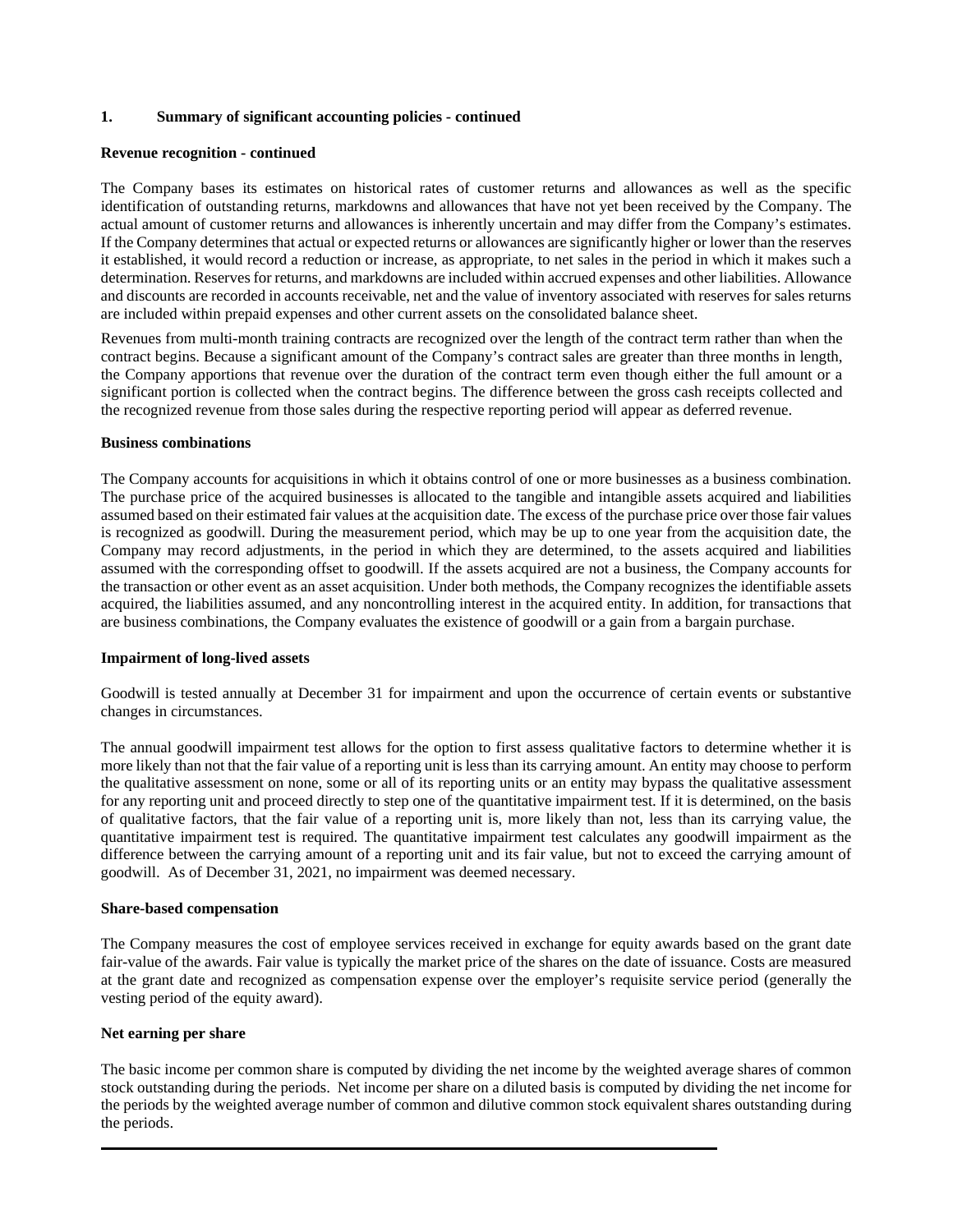**1. Summary of significant accounting policies - continued**

**Revenue recognition - continued**

The Company bases its estimates on historical rates of customer returns and allowances as well as the specific identification of outstanding returns, markdowns and allowances that have not yet been received by the Company. The actual amount of customer returns and allowances is inherently uncertain and may differ from the Company's estimates. If the Company determines that actual or expected returns or allowances are significantly higher or lower than the reserves it established, it would record a reduction or increase, as appropriate, to net sales in the period in which it makes such a determination. Reserves for returns, and markdowns are included within accrued expenses and other liabilities. Allowance and discounts are recorded in accounts receivable, net and the value of inventory associated with reserves for sales returns are included within prepaid expenses and other current assets on the consolidated balance sheet.

Revenues from multi-month training contracts are recognized over the length of the contract term rather than when the contract begins. Because a significant amount of the Company's contract sales are greater than three months in length, the Company apportions that revenue over the duration of the contract term even though either the full amount or a significant portion is collected when the contract begins. The difference between the gross cash receipts collected and the recognized revenue from those sales during the respective reporting period will appear as deferred revenue.

**Business combinations**

The Company accounts for acquisitions in which it obtains control of one or more businesses as a business combination. The purchase price of the acquired businesses is allocated to the tangible and intangible assets acquired and liabilities assumed based on their estimated fair values at the acquisition date. The excess of the purchase price over those fair values is recognized as goodwill. During the measurement period, which may be up to one year from the acquisition date, the Company may record adjustments, in the period in which they are determined, to the assets acquired and liabilities assumed with the corresponding offset to goodwill. If the assets acquired are not a business, the Company accounts for the transaction or other event as an asset acquisition. Under both methods, the Company recognizes the identifiable assets acquired, the liabilities assumed, and any noncontrolling interest in the acquired entity. In addition, for transactions that are business combinations, the Company evaluates the existence of goodwill or a gain from a bargain purchase.

**Impairment of long-lived assets**

Goodwill is tested annually at December 31 for impairment and upon the occurrence of certain events or substantive changes in circumstances.

The annual goodwill impairment test allows for the option to first assess qualitative factors to determine whether it is more likely than not that the fair value of a reporting unit is less than its carrying amount. An entity may choose to perform the qualitative assessment on none, some or all of its reporting units or an entity may bypass the qualitative assessment for any reporting unit and proceed directly to step one of the quantitative impairment test. If it is determined, on the basis of qualitative factors, that the fair value of a reporting unit is, more likely than not, less than its carrying value, the quantitative impairment test is required. The quantitative impairment test calculates any goodwill impairment as the difference between the carrying amount of a reporting unit and its fair value, but not to exceed the carrying amount of goodwill. As of December 31, 2021, no impairment was deemed necessary.

**Share-based compensation**

The Company measures the cost of employee services received in exchange for equity awards based on the grant date fair-value of the awards. Fair value is typically the market price of the shares on the date of issuance. Costs are measured at the grant date and recognized as compensation expense over the employer's requisite service period (generally the vesting period of the equity award).

**Net earning per share**

The basic income per common share is computed by dividing the net income by the weighted average shares of common stock outstanding during the periods. Net income per share on a diluted basis is computed by dividing the net income for the periods by the weighted average number of common and dilutive common stock equivalent shares outstanding during the periods.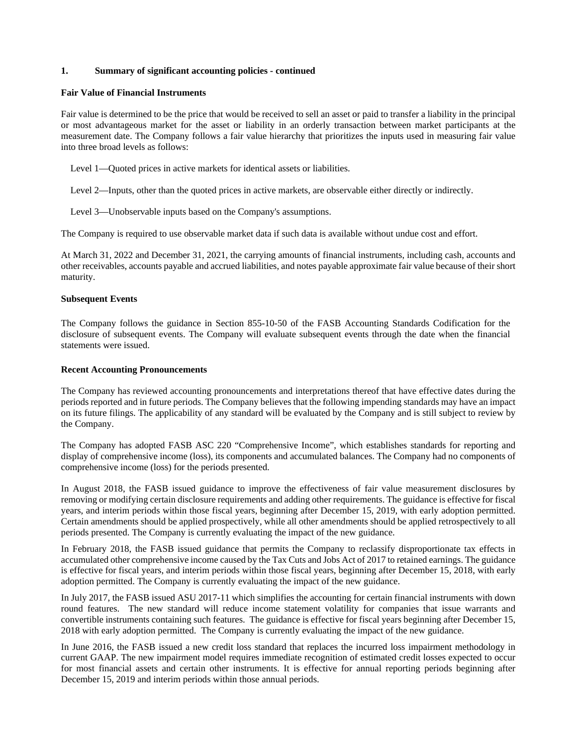**1. Summary of significant accounting policies - continued**

**Fair Value of Financial Instruments**

Fair value is determined to be the price that would be received to sell an asset or paid to transfer a liability in the principal or most advantageous market for the asset or liability in an orderly transaction between market participants at the measurement date. The Company follows a fair value hierarchy that prioritizes the inputs used in measuring fair value into three broad levels as follows:

Level 1—Quoted prices in active markets for identical assets or liabilities.

Level 2—Inputs, other than the quoted prices in active markets, are observable either directly or indirectly.

Level 3—Unobservable inputs based on the Company's assumptions.

The Company is required to use observable market data if such data is available without undue cost and effort.

At March 31, 2022 and December 31, 2021, the carrying amounts of financial instruments, including cash, accounts and other receivables, accounts payable and accrued liabilities, and notes payable approximate fair value because of their short maturity.

**Subsequent Events**

The Company follows the guidance in Section 855-10-50 of the FASB Accounting Standards Codification for the disclosure of subsequent events. The Company will evaluate subsequent events through the date when the financial statements were issued.

**Recent Accounting Pronouncements**

The Company has reviewed accounting pronouncements and interpretations thereof that have effective dates during the periods reported and in future periods. The Company believes that the following impending standards may have an impact on its future filings. The applicability of any standard will be evaluated by the Company and is still subject to review by the Company.

The Company has adopted FASB ASC 220 "Comprehensive Income", which establishes standards for reporting and display of comprehensive income (loss), its components and accumulated balances. The Company had no components of comprehensive income (loss) for the periods presented.

In August 2018, the FASB issued guidance to improve the effectiveness of fair value measurement disclosures by removing or modifying certain disclosure requirements and adding other requirements. The guidance is effective for fiscal years, and interim periods within those fiscal years, beginning after December 15, 2019, with early adoption permitted. Certain amendments should be applied prospectively, while all other amendments should be applied retrospectively to all periods presented. The Company is currently evaluating the impact of the new guidance.

In February 2018, the FASB issued guidance that permits the Company to reclassify disproportionate tax effects in accumulated other comprehensive income caused by the Tax Cuts and Jobs Act of 2017 to retained earnings. The guidance is effective for fiscal years, and interim periods within those fiscal years, beginning after December 15, 2018, with early adoption permitted. The Company is currently evaluating the impact of the new guidance.

In July 2017, the FASB issued ASU 2017-11 which simplifies the accounting for certain financial instruments with down round features. The new standard will reduce income statement volatility for companies that issue warrants and convertible instruments containing such features. The guidance is effective for fiscal years beginning after December 15, 2018 with early adoption permitted. The Company is currently evaluating the impact of the new guidance.

In June 2016, the FASB issued a new credit loss standard that replaces the incurred loss impairment methodology in current GAAP. The new impairment model requires immediate recognition of estimated credit losses expected to occur for most financial assets and certain other instruments. It is effective for annual reporting periods beginning after December 15, 2019 and interim periods within those annual periods.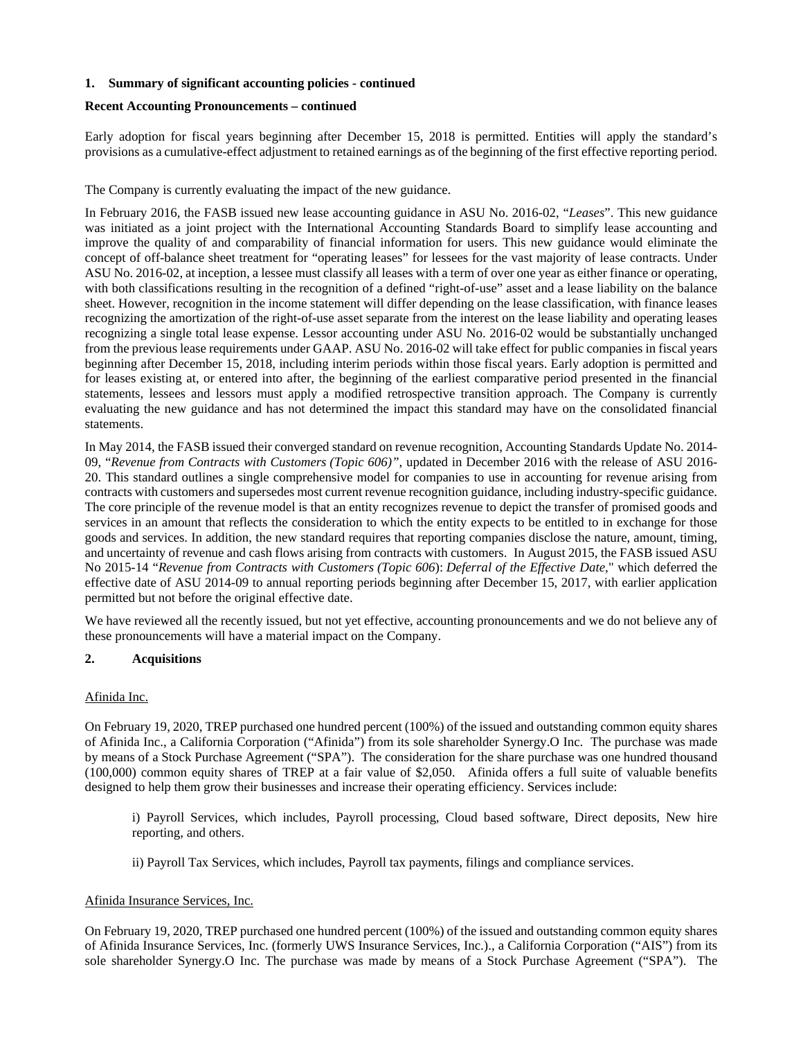**1. Summary of significant accounting policies - continued**

**Recent Accounting Pronouncements – continued**

Early adoption for fiscal years beginning after December 15, 2018 is permitted. Entities will apply the standard's provisions as a cumulative-effect adjustment to retained earnings as of the beginning of the first effective reporting period.

The Company is currently evaluating the impact of the new guidance.

In February 2016, the FASB issued new lease accounting guidance in ASU No. 2016-02, "*Leases*". This new guidance was initiated as a joint project with the International Accounting Standards Board to simplify lease accounting and improve the quality of and comparability of financial information for users. This new guidance would eliminate the concept of off-balance sheet treatment for "operating leases" for lessees for the vast majority of lease contracts. Under ASU No. 2016-02, at inception, a lessee must classify all leases with a term of over one year as either finance or operating, with both classifications resulting in the recognition of a defined "right-of-use" asset and a lease liability on the balance sheet. However, recognition in the income statement will differ depending on the lease classification, with finance leases recognizing the amortization of the right-of-use asset separate from the interest on the lease liability and operating leases recognizing a single total lease expense. Lessor accounting under ASU No. 2016-02 would be substantially unchanged from the previous lease requirements under GAAP. ASU No. 2016-02 will take effect for public companies in fiscal years beginning after December 15, 2018, including interim periods within those fiscal years. Early adoption is permitted and for leases existing at, or entered into after, the beginning of the earliest comparative period presented in the financial statements, lessees and lessors must apply a modified retrospective transition approach. The Company is currently evaluating the new guidance and has not determined the impact this standard may have on the consolidated financial statements.

In May 2014, the FASB issued their converged standard on revenue recognition, Accounting Standards Update No. 2014-09, "*Revenue from Contracts with Customers (Topic 606)*", updated in December 2016 with the release of ASU 2016-20. This standard outlines a single comprehensive model for companies to use in accounting for revenue arising from contracts with customers and supersedes most current revenue recognition guidance, including industry-specific guidance. The core principle of the revenue model is that an entity recognizes revenue to depict the transfer of promised goods and services in an amount that reflects the consideration to which the entity expects to be entitled to in exchange for those goods and services. In addition, the new standard requires that reporting companies disclose the nature, amount, timing, and uncertainty of revenue and cash flows arising from contracts with customers. In August 2015, the FASB issued ASU No 2015-14 "*Revenue from Contracts with Customers (Topic 606)*: *Deferral of the Effective Date*," which deferred the effective date of ASU 2014-09 to annual reporting periods beginning after December 15, 2017, with earlier application permitted but not before the original effective date.

We have reviewed all the recently issued, but not yet effective, accounting pronouncements and we do not believe any of these pronouncements will have a material impact on the Company.

**2. Acquisitions**

Afinida Inc.

On February 19, 2020, TREP purchased one hundred percent (100%) of the issued and outstanding common equity shares of Afinida Inc., a California Corporation ("Afinida") from its sole shareholder Synergy.O Inc. The purchase was made by means of a Stock Purchase Agreement ("SPA"). The consideration for the share purchase was one hundred thousand (100,000) common equity shares of TREP at a fair value of $2,050. Afinida offers a full suite of valuable benefits designed to help them grow their businesses and increase their operating efficiency. Services include:

i) Payroll Services, which includes, Payroll processing, Cloud based software, Direct deposits, New hire reporting, and others.

ii) Payroll Tax Services, which includes, Payroll tax payments, filings and compliance services.

Afinida Insurance Services, Inc.

On February 19, 2020, TREP purchased one hundred percent (100%) of the issued and outstanding common equity shares of Afinida Insurance Services, Inc. (formerly UWS Insurance Services, Inc.)., a California Corporation ("AIS") from its sole shareholder Synergy.O Inc. The purchase was made by means of a Stock Purchase Agreement ("SPA"). The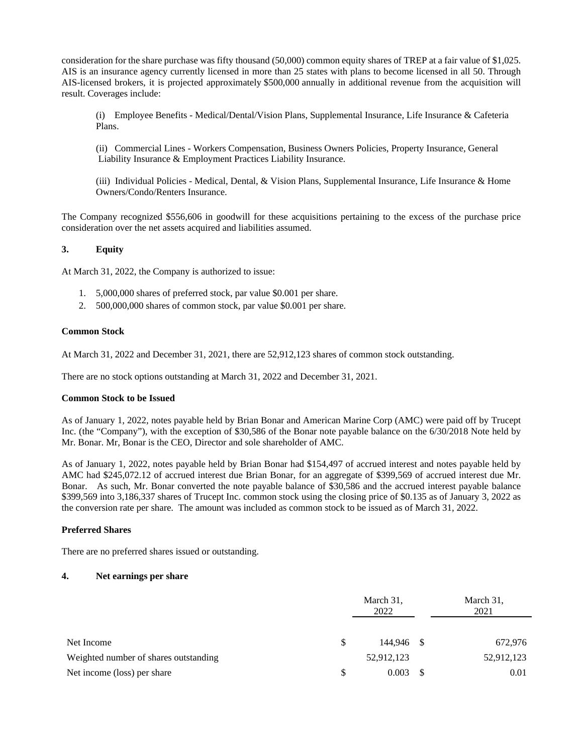consideration for the share purchase was fifty thousand (50,000) common equity shares of TREP at a fair value of $1,025. AIS is an insurance agency currently licensed in more than 25 states with plans to become licensed in all 50. Through AIS-licensed brokers, it is projected approximately $500,000 annually in additional revenue from the acquisition will result. Coverages include:

(i) Employee Benefits - Medical/Dental/Vision Plans, Supplemental Insurance, Life Insurance & Cafeteria Plans.

(ii) Commercial Lines - Workers Compensation, Business Owners Policies, Property Insurance, General Liability Insurance & Employment Practices Liability Insurance.

(iii) Individual Policies - Medical, Dental, & Vision Plans, Supplemental Insurance, Life Insurance & Home Owners/Condo/Renters Insurance.

The Company recognized $556,606 in goodwill for these acquisitions pertaining to the excess of the purchase price consideration over the net assets acquired and liabilities assumed.

## 3. Equity

At March 31, 2022, the Company is authorized to issue:

1. 5,000,000 shares of preferred stock, par value $0.001 per share.
2. 500,000,000 shares of common stock, par value $0.001 per share.

**Common Stock**

At March 31, 2022 and December 31, 2021, there are 52,912,123 shares of common stock outstanding.

There are no stock options outstanding at March 31, 2022 and December 31, 2021.

**Common Stock to be Issued**

As of January 1, 2022, notes payable held by Brian Bonar and American Marine Corp (AMC) were paid off by Trucept Inc. (the "Company"), with the exception of $30,586 of the Bonar note payable balance on the 6/30/2018 Note held by Mr. Bonar. Mr, Bonar is the CEO, Director and sole shareholder of AMC.

As of January 1, 2022, notes payable held by Brian Bonar had $154,497 of accrued interest and notes payable held by AMC had $245,072.12 of accrued interest due Brian Bonar, for an aggregate of $399,569 of accrued interest due Mr. Bonar. As such, Mr. Bonar converted the note payable balance of $30,586 and the accrued interest payable balance $399,569 into 3,186,337 shares of Trucept Inc. common stock using the closing price of $0.135 as of January 3, 2022 as the conversion rate per share. The amount was included as common stock to be issued as of March 31, 2022.

**Preferred Shares**

There are no preferred shares issued or outstanding.

## 4. Net earnings per share

| | March 31, 2022 | March 31, 2021 |
|---|---|---|
| Net Income | $ 144,946 | $ 672,976 |
| Weighted number of shares outstanding | 52,912,123 | 52,912,123 |
| Net income (loss) per share | $ 0.003 | $ 0.01 |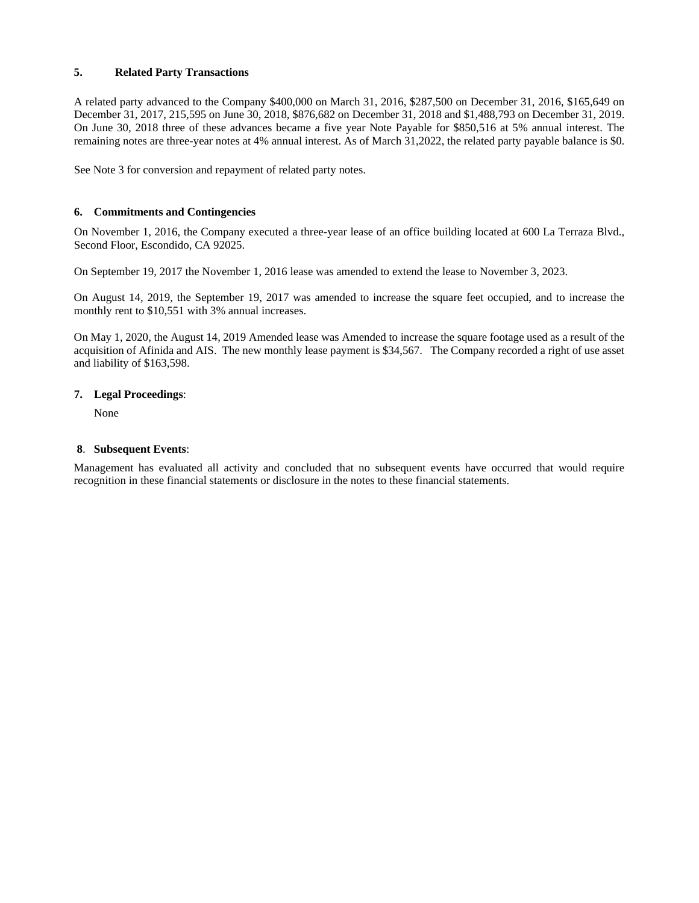**5. Related Party Transactions**

A related party advanced to the Company $400,000 on March 31, 2016, $287,500 on December 31, 2016, $165,649 on December 31, 2017, 215,595 on June 30, 2018, $876,682 on December 31, 2018 and $1,488,793 on December 31, 2019. On June 30, 2018 three of these advances became a five year Note Payable for $850,516 at 5% annual interest. The remaining notes are three-year notes at 4% annual interest. As of March 31,2022, the related party payable balance is $0.

See Note 3 for conversion and repayment of related party notes.

**6. Commitments and Contingencies**

On November 1, 2016, the Company executed a three-year lease of an office building located at 600 La Terraza Blvd., Second Floor, Escondido, CA 92025.

On September 19, 2017 the November 1, 2016 lease was amended to extend the lease to November 3, 2023.

On August 14, 2019, the September 19, 2017 was amended to increase the square feet occupied, and to increase the monthly rent to $10,551 with 3% annual increases.

On May 1, 2020, the August 14, 2019 Amended lease was Amended to increase the square footage used as a result of the acquisition of Afinida and AIS. The new monthly lease payment is $34,567. The Company recorded a right of use asset and liability of $163,598.

**7. Legal Proceedings**:

None

**8**. **Subsequent Events**:

Management has evaluated all activity and concluded that no subsequent events have occurred that would require recognition in these financial statements or disclosure in the notes to these financial statements.